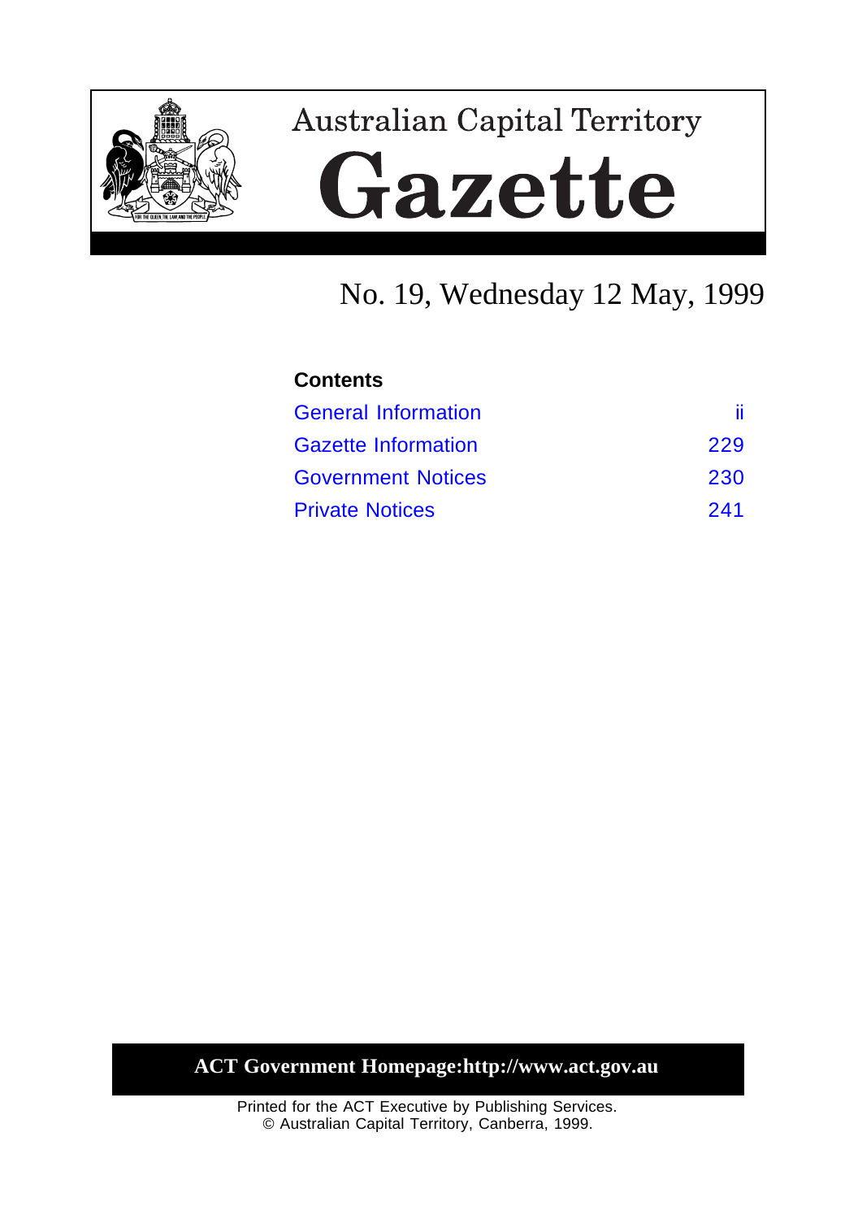# Australian Capital Territory

# Gazette

No. 19, Wednesday 12 May, 1999

**Contents**

| | |
|---|---|
| General Information | ii |
| Gazette Information | 229 |
| Government Notices | 230 |
| Private Notices | 241 |

**ACT Government Homepage:http://www.act.gov.au**

Printed for the ACT Executive by Publishing Services.
© Australian Capital Territory, Canberra, 1999.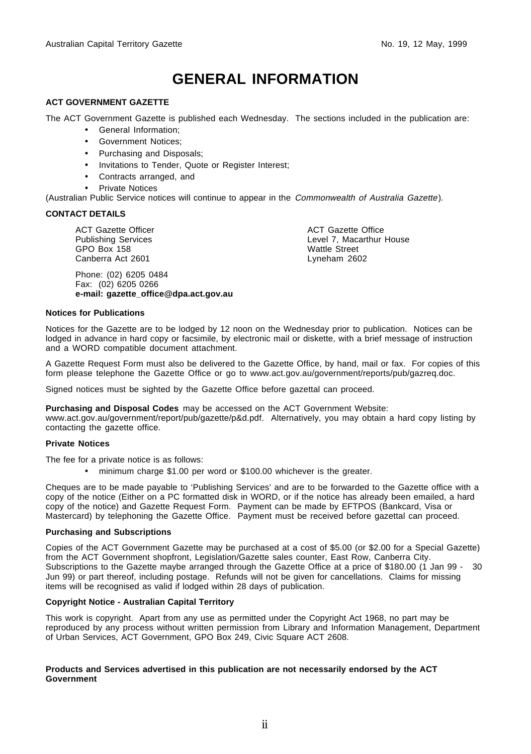# GENERAL INFORMATION

**ACT GOVERNMENT GAZETTE**

The ACT Government Gazette is published each Wednesday. The sections included in the publication are:

- General Information;
- Government Notices;
- Purchasing and Disposals;
- Invitations to Tender, Quote or Register Interest;
- Contracts arranged, and
- Private Notices

(Australian Public Service notices will continue to appear in the *Commonwealth of Australia Gazette*).

**CONTACT DETAILS**

ACT Gazette Officer
Publishing Services
GPO Box 158
Canberra Act 2601

ACT Gazette Office
Level 7, Macarthur House
Wattle Street
Lyneham 2602

Phone: (02) 6205 0484
Fax: (02) 6205 0266
**e-mail: gazette_office@dpa.act.gov.au**

**Notices for Publications**

Notices for the Gazette are to be lodged by 12 noon on the Wednesday prior to publication. Notices can be lodged in advance in hard copy or facsimile, by electronic mail or diskette, with a brief message of instruction and a WORD compatible document attachment.

A Gazette Request Form must also be delivered to the Gazette Office, by hand, mail or fax. For copies of this form please telephone the Gazette Office or go to www.act.gov.au/government/reports/pub/gazreq.doc.

Signed notices must be sighted by the Gazette Office before gazettal can proceed.

**Purchasing and Disposal Codes** may be accessed on the ACT Government Website: www.act.gov.au/government/report/pub/gazette/p&d.pdf. Alternatively, you may obtain a hard copy listing by contacting the gazette office.

**Private Notices**

The fee for a private notice is as follows:

- minimum charge $1.00 per word or $100.00 whichever is the greater.

Cheques are to be made payable to 'Publishing Services' and are to be forwarded to the Gazette office with a copy of the notice (Either on a PC formatted disk in WORD, or if the notice has already been emailed, a hard copy of the notice) and Gazette Request Form. Payment can be made by EFTPOS (Bankcard, Visa or Mastercard) by telephoning the Gazette Office. Payment must be received before gazettal can proceed.

**Purchasing and Subscriptions**

Copies of the ACT Government Gazette may be purchased at a cost of $5.00 (or $2.00 for a Special Gazette) from the ACT Government shopfront, Legislation/Gazette sales counter, East Row, Canberra City. Subscriptions to the Gazette maybe arranged through the Gazette Office at a price of $180.00 (1 Jan 99 - 30 Jun 99) or part thereof, including postage. Refunds will not be given for cancellations. Claims for missing items will be recognised as valid if lodged within 28 days of publication.

**Copyright Notice - Australian Capital Territory**

This work is copyright. Apart from any use as permitted under the Copyright Act 1968, no part may be reproduced by any process without written permission from Library and Information Management, Department of Urban Services, ACT Government, GPO Box 249, Civic Square ACT 2608.

**Products and Services advertised in this publication are not necessarily endorsed by the ACT Government**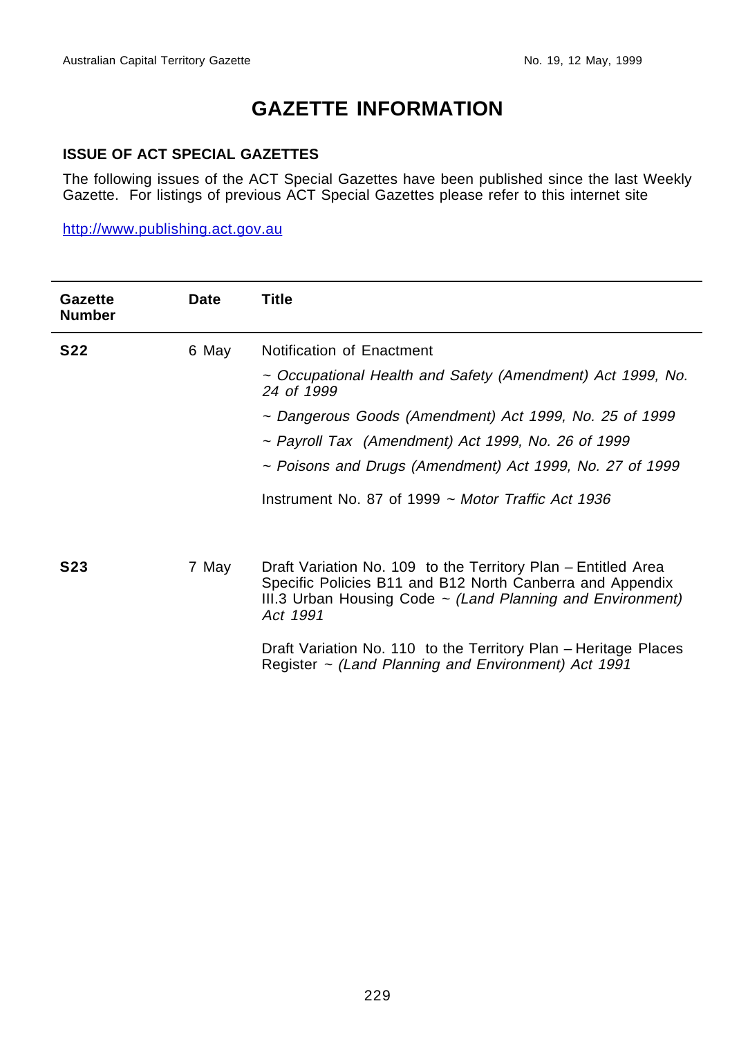# GAZETTE INFORMATION

## ISSUE OF ACT SPECIAL GAZETTES

The following issues of the ACT Special Gazettes have been published since the last Weekly Gazette. For listings of previous ACT Special Gazettes please refer to this internet site

http://www.publishing.act.gov.au

| Gazette Number | Date | Title |
|---|---|---|
| **S22** | 6 May | Notification of Enactment<br>~ *Occupational Health and Safety (Amendment) Act 1999, No. 24 of 1999*<br>~ *Dangerous Goods (Amendment) Act 1999, No. 25 of 1999*<br>~ *Payroll Tax (Amendment) Act 1999, No. 26 of 1999*<br>~ *Poisons and Drugs (Amendment) Act 1999, No. 27 of 1999*<br>Instrument No. 87 of 1999 ~ *Motor Traffic Act 1936* |
| **S23** | 7 May | Draft Variation No. 109 to the Territory Plan – Entitled Area Specific Policies B11 and B12 North Canberra and Appendix III.3 Urban Housing Code ~ *(Land Planning and Environment) Act 1991*<br>Draft Variation No. 110 to the Territory Plan – Heritage Places Register ~ *(Land Planning and Environment) Act 1991* |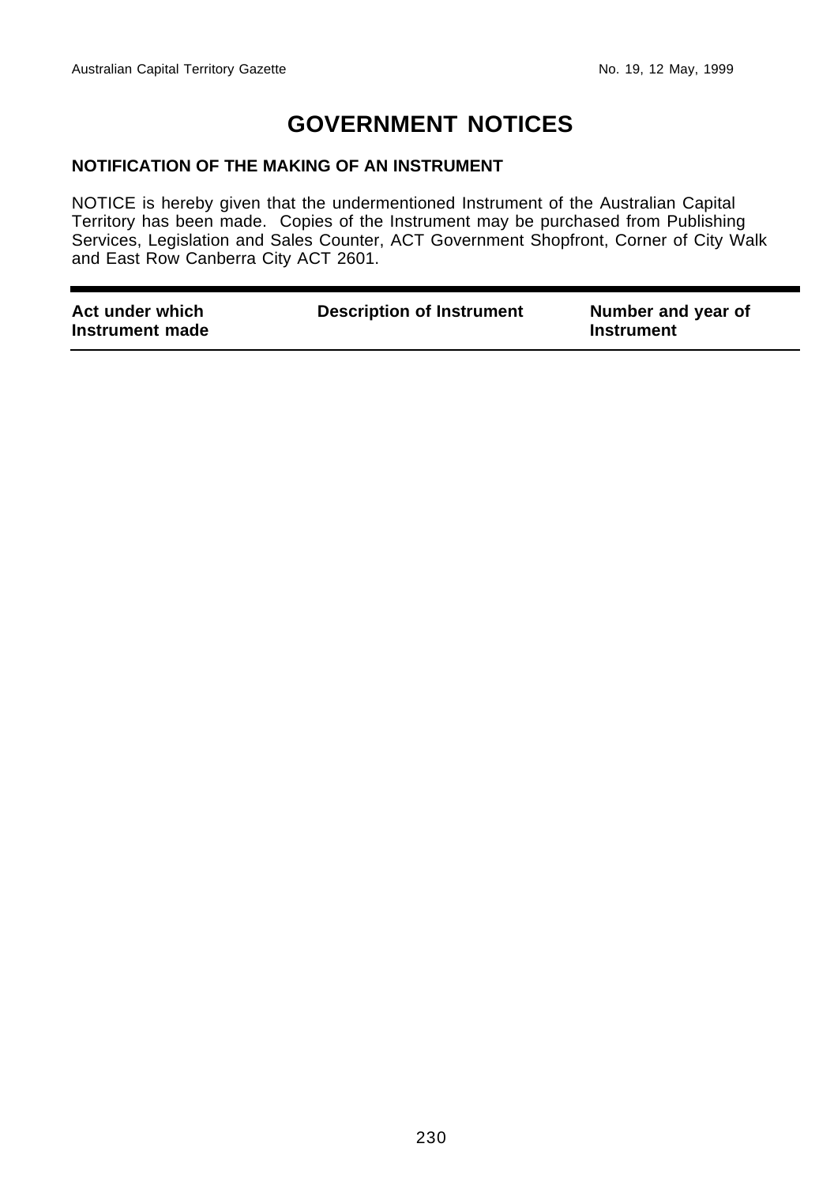# GOVERNMENT NOTICES

## NOTIFICATION OF THE MAKING OF AN INSTRUMENT

NOTICE is hereby given that the undermentioned Instrument of the Australian Capital Territory has been made. Copies of the Instrument may be purchased from Publishing Services, Legislation and Sales Counter, ACT Government Shopfront, Corner of City Walk and East Row Canberra City ACT 2601.

| Act under which Instrument made | Description of Instrument | Number and year of Instrument |
|---|---|---|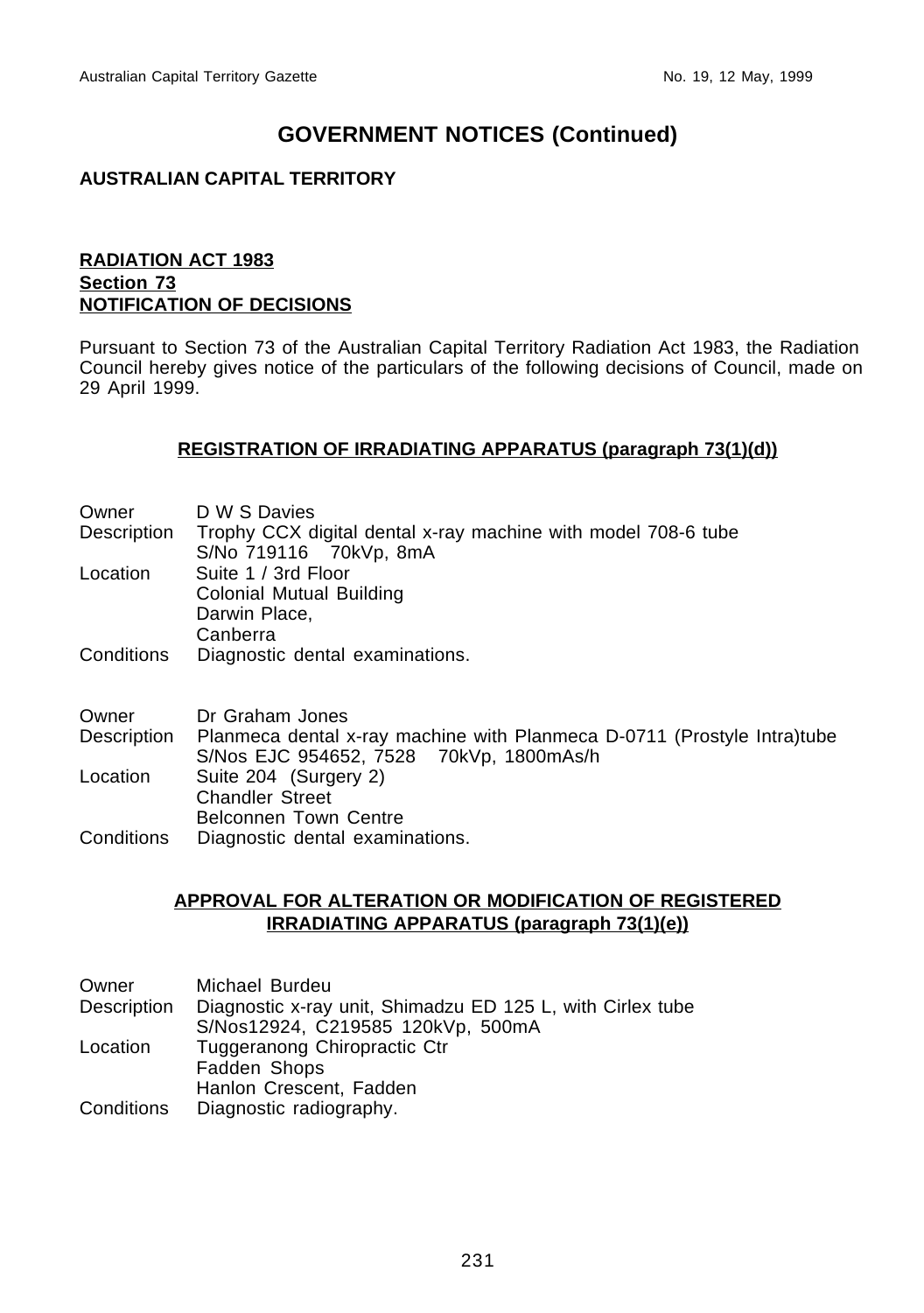# GOVERNMENT NOTICES (Continued)

**AUSTRALIAN CAPITAL TERRITORY**

**RADIATION ACT 1983**
**Section 73**
**NOTIFICATION OF DECISIONS**

Pursuant to Section 73 of the Australian Capital Territory Radiation Act 1983, the Radiation Council hereby gives notice of the particulars of the following decisions of Council, made on 29 April 1999.

## REGISTRATION OF IRRADIATING APPARATUS (paragraph 73(1)(d))

Owner: D W S Davies
Description: Trophy CCX digital dental x-ray machine with model 708-6 tube S/No 719116 70kVp, 8mA
Location: Suite 1 / 3rd Floor
Colonial Mutual Building
Darwin Place,
Canberra
Conditions: Diagnostic dental examinations.

Owner: Dr Graham Jones
Description: Planmeca dental x-ray machine with Planmeca D-0711 (Prostyle Intra)tube S/Nos EJC 954652, 7528 70kVp, 1800mAs/h
Location: Suite 204 (Surgery 2)
Chandler Street
Belconnen Town Centre
Conditions: Diagnostic dental examinations.

## APPROVAL FOR ALTERATION OR MODIFICATION OF REGISTERED IRRADIATING APPARATUS (paragraph 73(1)(e))

Owner: Michael Burdeu
Description: Diagnostic x-ray unit, Shimadzu ED 125 L, with Cirlex tube S/Nos12924, C219585 120kVp, 500mA
Location: Tuggeranong Chiropractic Ctr
Fadden Shops
Hanlon Crescent, Fadden
Conditions: Diagnostic radiography.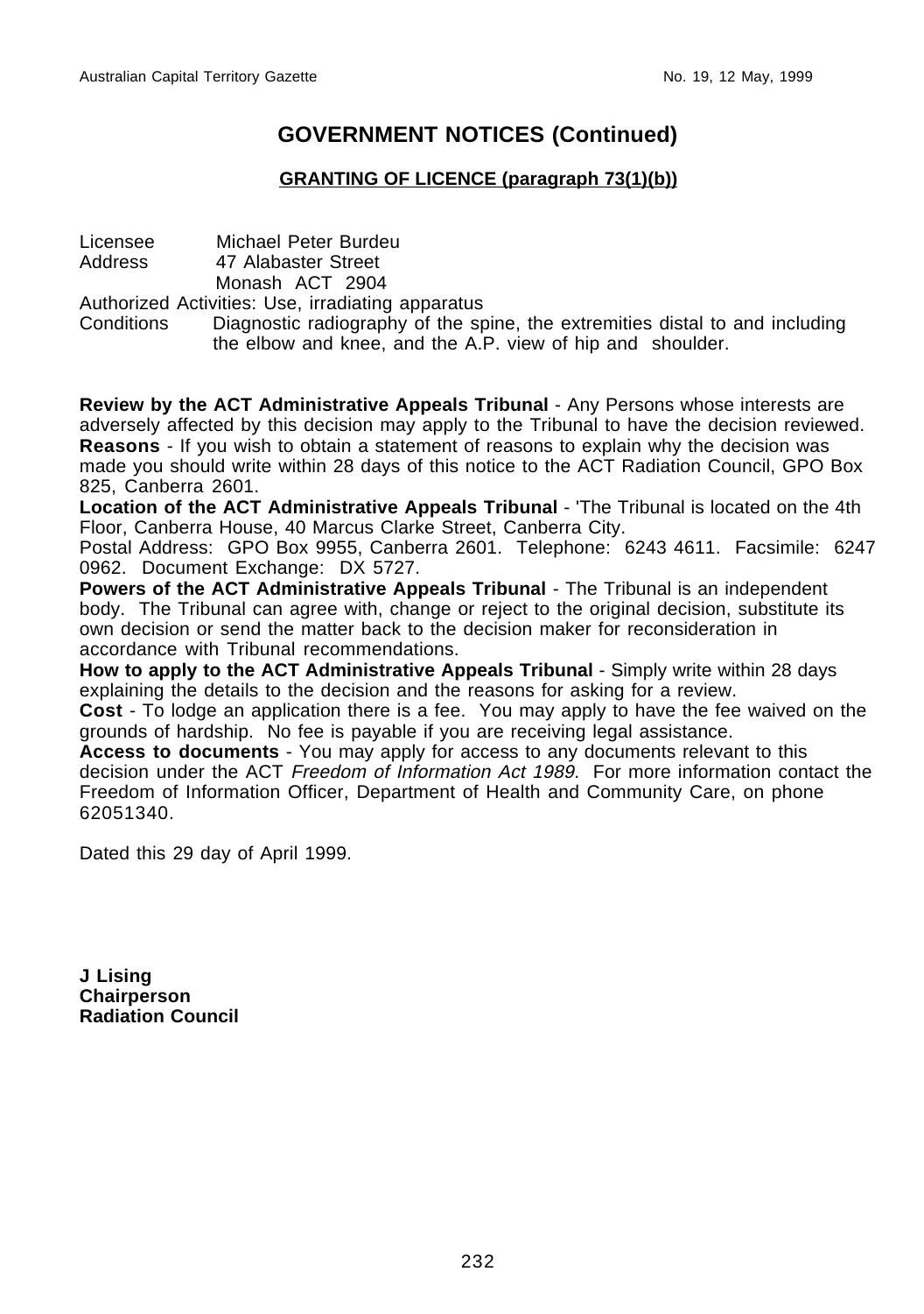## GOVERNMENT NOTICES (Continued)

### GRANTING OF LICENCE (paragraph 73(1)(b))

Licensee Michael Peter Burdeu
Address 47 Alabaster Street
Monash ACT 2904
Authorized Activities: Use, irradiating apparatus
Conditions Diagnostic radiography of the spine, the extremities distal to and including the elbow and knee, and the A.P. view of hip and shoulder.

**Review by the ACT Administrative Appeals Tribunal** - Any Persons whose interests are adversely affected by this decision may apply to the Tribunal to have the decision reviewed.
**Reasons** - If you wish to obtain a statement of reasons to explain why the decision was made you should write within 28 days of this notice to the ACT Radiation Council, GPO Box 825, Canberra 2601.
**Location of the ACT Administrative Appeals Tribunal** - 'The Tribunal is located on the 4th Floor, Canberra House, 40 Marcus Clarke Street, Canberra City.
Postal Address: GPO Box 9955, Canberra 2601. Telephone: 6243 4611. Facsimile: 6247 0962. Document Exchange: DX 5727.
**Powers of the ACT Administrative Appeals Tribunal** - The Tribunal is an independent body. The Tribunal can agree with, change or reject to the original decision, substitute its own decision or send the matter back to the decision maker for reconsideration in accordance with Tribunal recommendations.
**How to apply to the ACT Administrative Appeals Tribunal** - Simply write within 28 days explaining the details to the decision and the reasons for asking for a review.
**Cost** - To lodge an application there is a fee. You may apply to have the fee waived on the grounds of hardship. No fee is payable if you are receiving legal assistance.
**Access to documents** - You may apply for access to any documents relevant to this decision under the ACT *Freedom of Information Act 1989.* For more information contact the Freedom of Information Officer, Department of Health and Community Care, on phone 62051340.

Dated this 29 day of April 1999.

**J Lising**
**Chairperson**
**Radiation Council**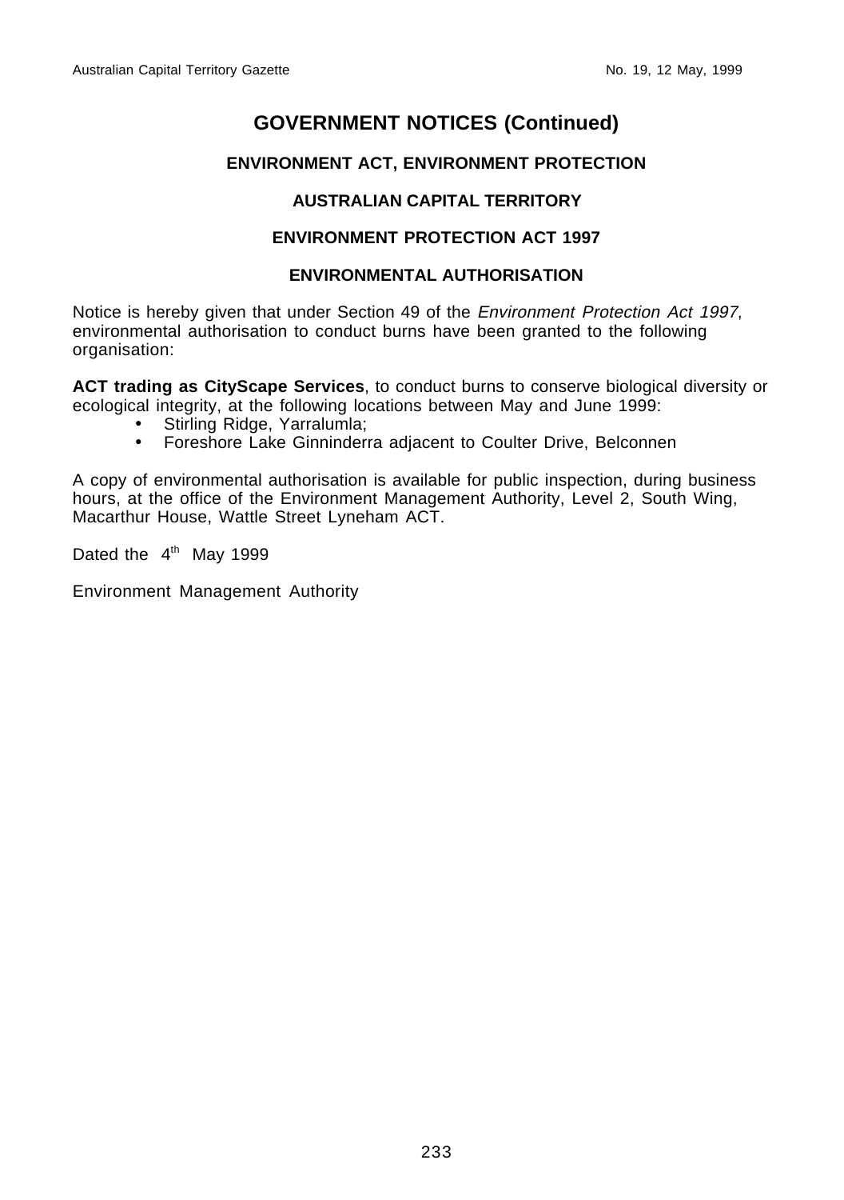# GOVERNMENT NOTICES (Continued)

## ENVIRONMENT ACT, ENVIRONMENT PROTECTION

### AUSTRALIAN CAPITAL TERRITORY

### ENVIRONMENT PROTECTION ACT 1997

### ENVIRONMENTAL AUTHORISATION

Notice is hereby given that under Section 49 of the *Environment Protection Act 1997*, environmental authorisation to conduct burns have been granted to the following organisation:

**ACT trading as CityScape Services**, to conduct burns to conserve biological diversity or ecological integrity, at the following locations between May and June 1999:

- Stirling Ridge, Yarralumla;
- Foreshore Lake Ginninderra adjacent to Coulter Drive, Belconnen

A copy of environmental authorisation is available for public inspection, during business hours, at the office of the Environment Management Authority, Level 2, South Wing, Macarthur House, Wattle Street Lyneham ACT.

Dated the 4th May 1999

Environment Management Authority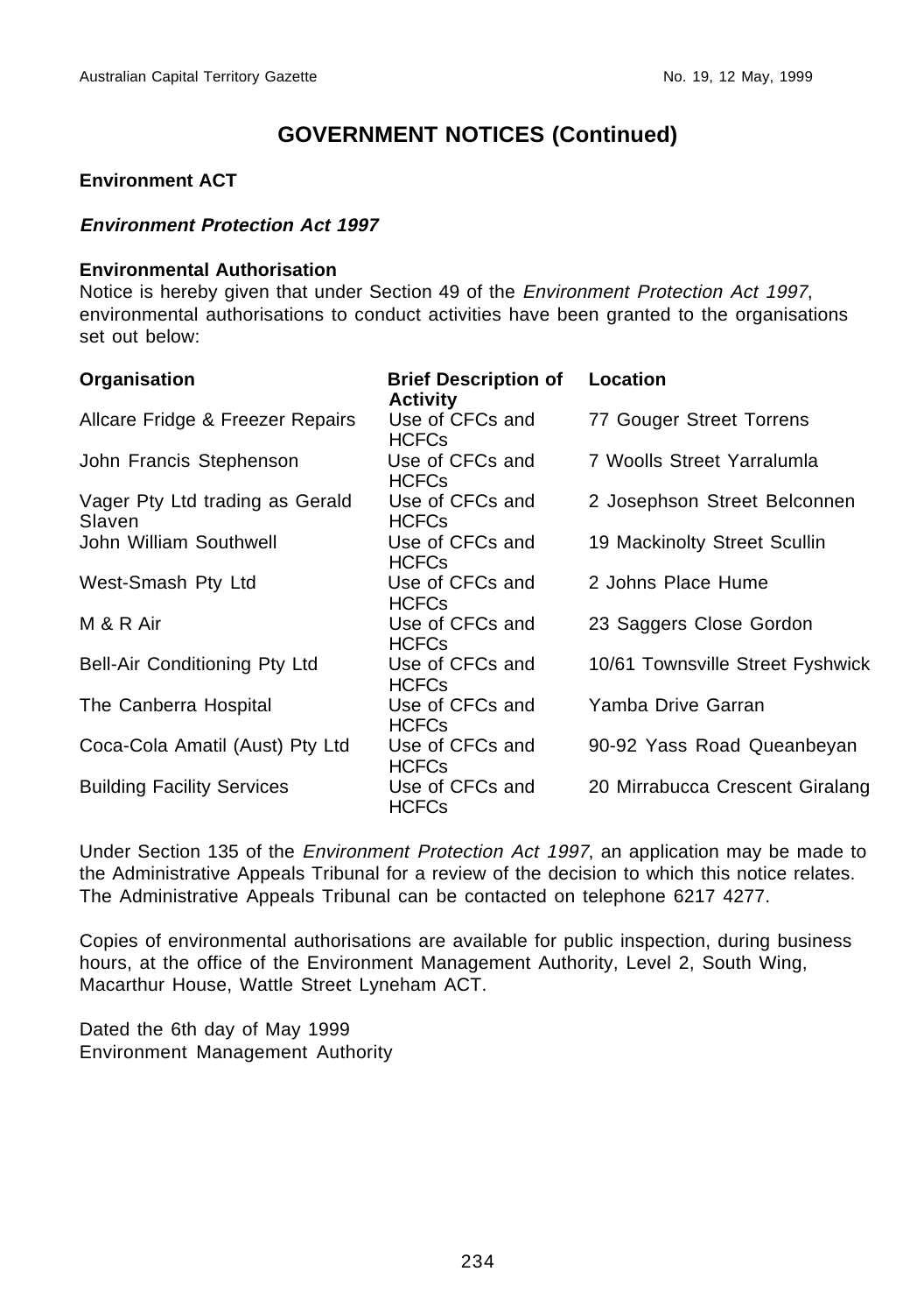# GOVERNMENT NOTICES (Continued)

**Environment ACT**

***Environment Protection Act 1997***

**Environmental Authorisation**

Notice is hereby given that under Section 49 of the *Environment Protection Act 1997*, environmental authorisations to conduct activities have been granted to the organisations set out below:

| Organisation | Brief Description of Activity | Location |
|---|---|---|
| Allcare Fridge & Freezer Repairs | Use of CFCs and HCFCs | 77 Gouger Street Torrens |
| John Francis Stephenson | Use of CFCs and HCFCs | 7 Woolls Street Yarralumla |
| Vager Pty Ltd trading as Gerald Slaven | Use of CFCs and HCFCs | 2 Josephson Street Belconnen |
| John William Southwell | Use of CFCs and HCFCs | 19 Mackinolty Street Scullin |
| West-Smash Pty Ltd | Use of CFCs and HCFCs | 2 Johns Place Hume |
| M & R Air | Use of CFCs and HCFCs | 23 Saggers Close Gordon |
| Bell-Air Conditioning Pty Ltd | Use of CFCs and HCFCs | 10/61 Townsville Street Fyshwick |
| The Canberra Hospital | Use of CFCs and HCFCs | Yamba Drive Garran |
| Coca-Cola Amatil (Aust) Pty Ltd | Use of CFCs and HCFCs | 90-92 Yass Road Queanbeyan |
| Building Facility Services | Use of CFCs and HCFCs | 20 Mirrabucca Crescent Giralang |

Under Section 135 of the *Environment Protection Act 1997*, an application may be made to the Administrative Appeals Tribunal for a review of the decision to which this notice relates. The Administrative Appeals Tribunal can be contacted on telephone 6217 4277.

Copies of environmental authorisations are available for public inspection, during business hours, at the office of the Environment Management Authority, Level 2, South Wing, Macarthur House, Wattle Street Lyneham ACT.

Dated the 6th day of May 1999
Environment Management Authority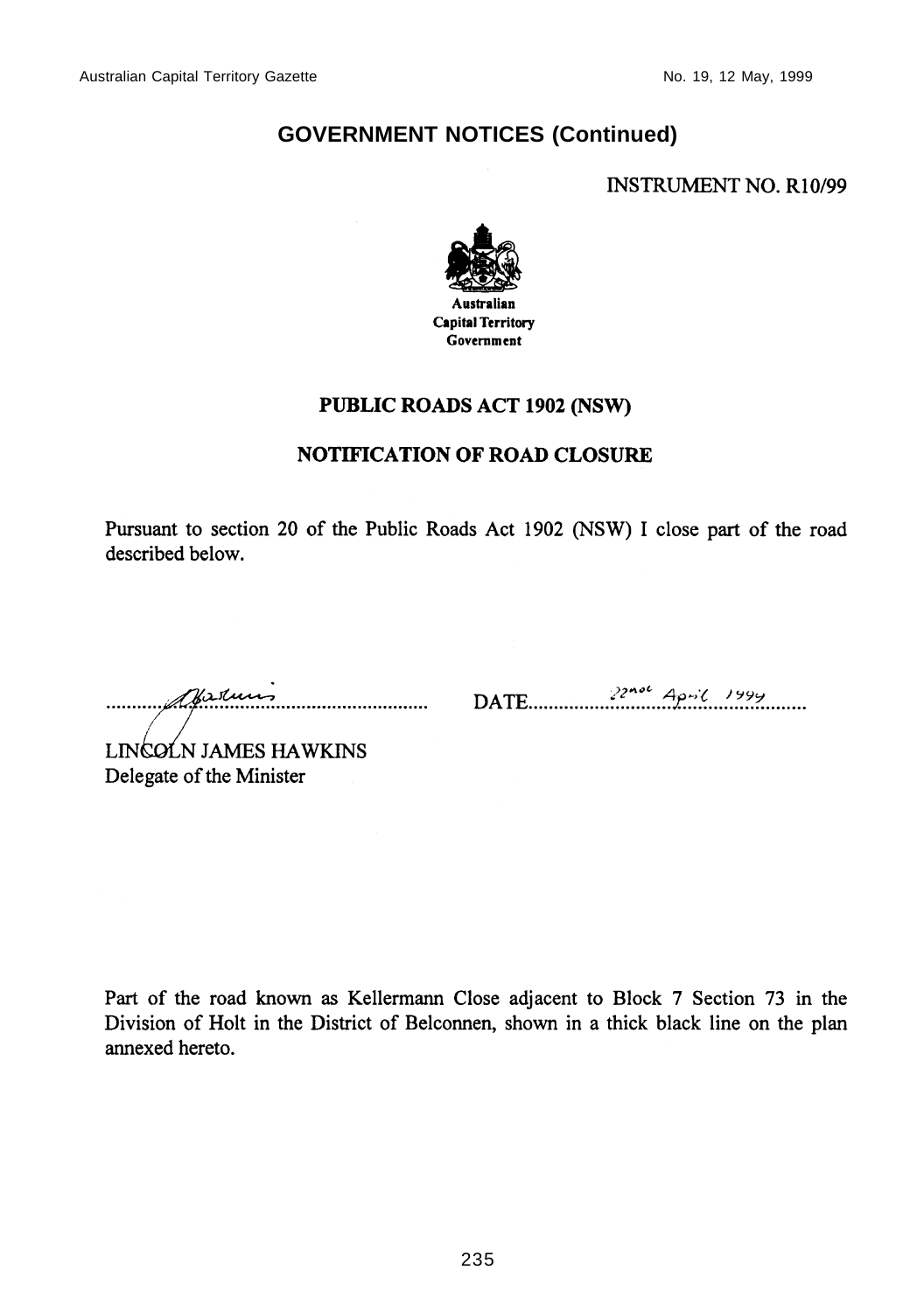## GOVERNMENT NOTICES (Continued)

INSTRUMENT NO. R10/99

Australian Capital Territory Government

### PUBLIC ROADS ACT 1902 (NSW)

### NOTIFICATION OF ROAD CLOSURE

Pursuant to section 20 of the Public Roads Act 1902 (NSW) I close part of the road described below.

........................................................ DATE 22nd April 1999

LINCOLN JAMES HAWKINS
Delegate of the Minister

Part of the road known as Kellermann Close adjacent to Block 7 Section 73 in the Division of Holt in the District of Belconnen, shown in a thick black line on the plan annexed hereto.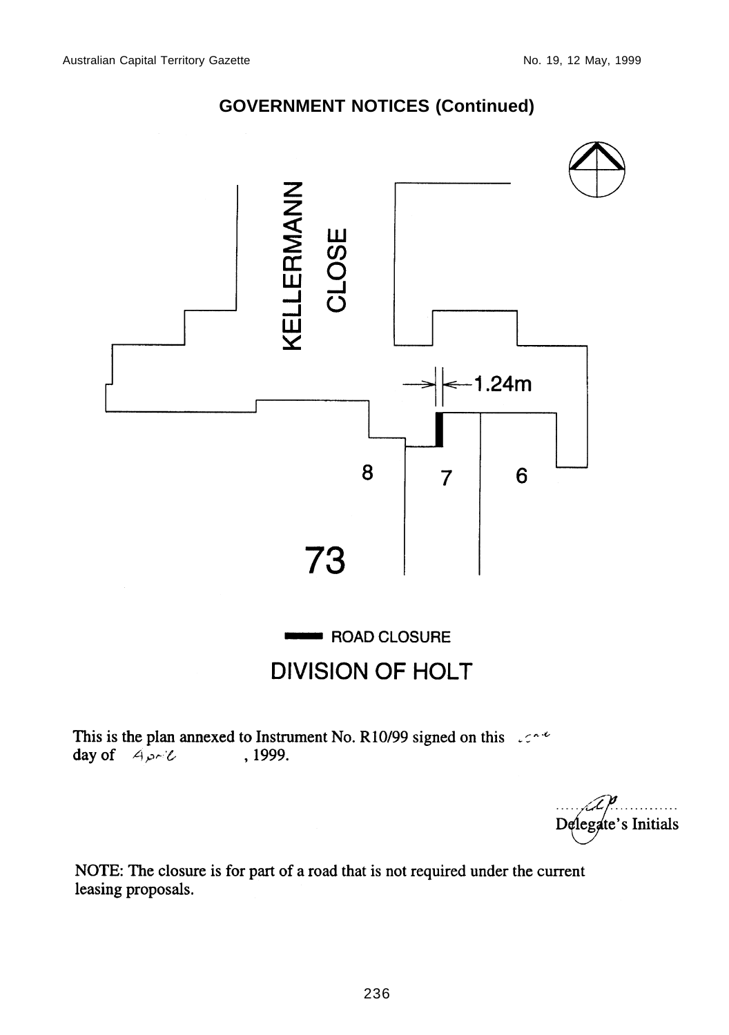## GOVERNMENT NOTICES (Continued)

KELLERMANN CLOSE

1.24m

8 7 6

73

ROAD CLOSURE

DIVISION OF HOLT

This is the plan annexed to Instrument No. R10/99 signed on this ... day of April , 1999.

Delegate's Initials

NOTE: The closure is for part of a road that is not required under the current leasing proposals.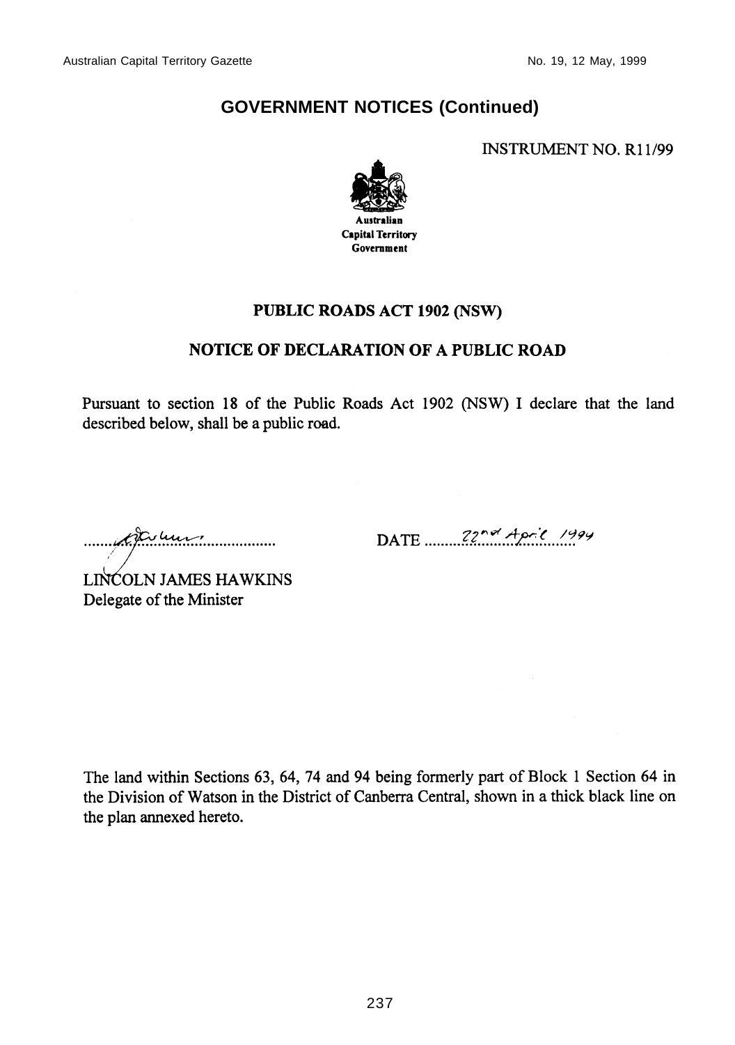## GOVERNMENT NOTICES (Continued)

INSTRUMENT NO. R11/99

Australian Capital Territory Government

### PUBLIC ROADS ACT 1902 (NSW)

### NOTICE OF DECLARATION OF A PUBLIC ROAD

Pursuant to section 18 of the Public Roads Act 1902 (NSW) I declare that the land described below, shall be a public road.

LINCOLN JAMES HAWKINS
Delegate of the Minister

DATE 22nd April 1999

The land within Sections 63, 64, 74 and 94 being formerly part of Block 1 Section 64 in the Division of Watson in the District of Canberra Central, shown in a thick black line on the plan annexed hereto.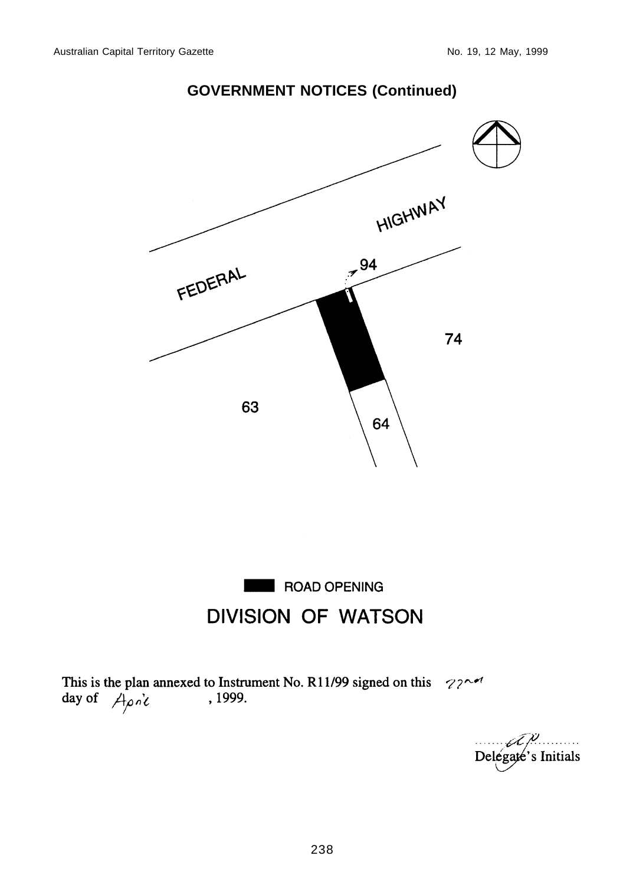## GOVERNMENT NOTICES (Continued)

FEDERAL HIGHWAY

94

74

63

64

ROAD OPENING

## DIVISION OF WATSON

This is the plan annexed to Instrument No. R11/99 signed on this 22nd day of April, 1999.

Delegate's Initials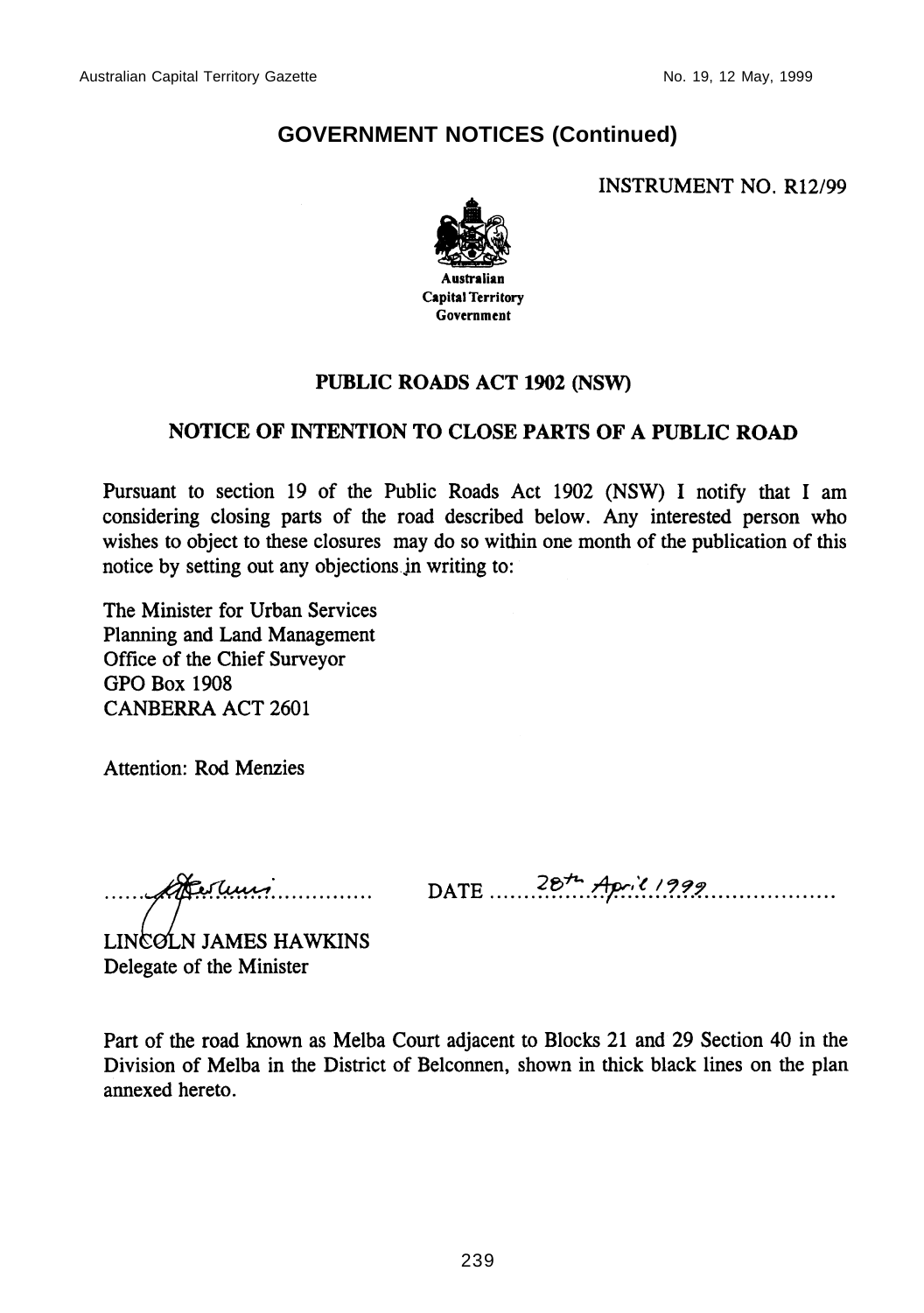## GOVERNMENT NOTICES (Continued)

INSTRUMENT NO. R12/99

Australian Capital Territory Government

### PUBLIC ROADS ACT 1902 (NSW)

### NOTICE OF INTENTION TO CLOSE PARTS OF A PUBLIC ROAD

Pursuant to section 19 of the Public Roads Act 1902 (NSW) I notify that I am considering closing parts of the road described below. Any interested person who wishes to object to these closures may do so within one month of the publication of this notice by setting out any objections in writing to:

The Minister for Urban Services
Planning and Land Management
Office of the Chief Surveyor
GPO Box 1908
CANBERRA ACT 2601

Attention: Rod Menzies

.................................... DATE 28th April 1999

LINCOLN JAMES HAWKINS
Delegate of the Minister

Part of the road known as Melba Court adjacent to Blocks 21 and 29 Section 40 in the Division of Melba in the District of Belconnen, shown in thick black lines on the plan annexed hereto.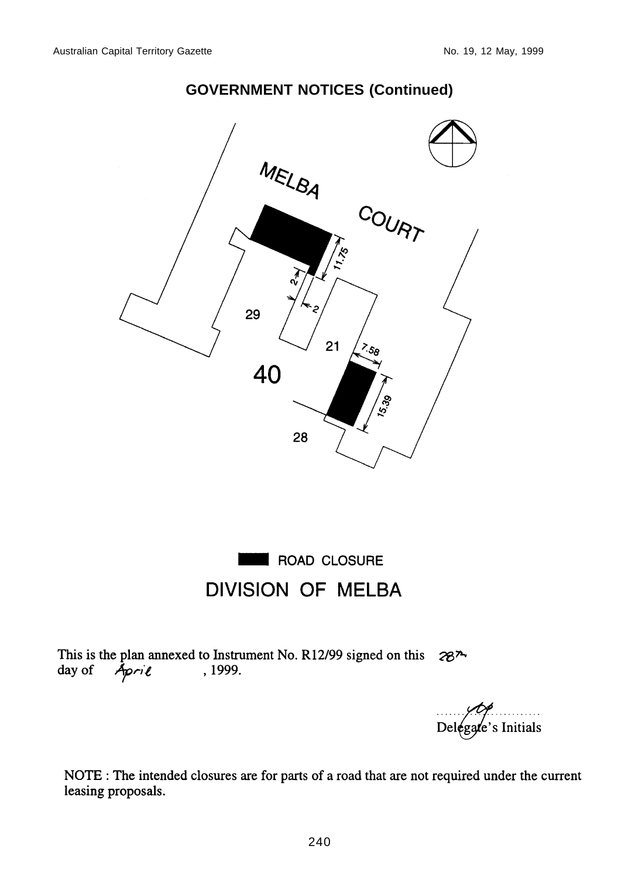## GOVERNMENT NOTICES (Continued)

MELBA COURT

29

21

40

28

11.75

2

2

7.58

15.39

ROAD CLOSURE

# DIVISION OF MELBA

This is the plan annexed to Instrument No. R12/99 signed on this 28th day of April, 1999.

......................................
Delegate's Initials

NOTE : The intended closures are for parts of a road that are not required under the current leasing proposals.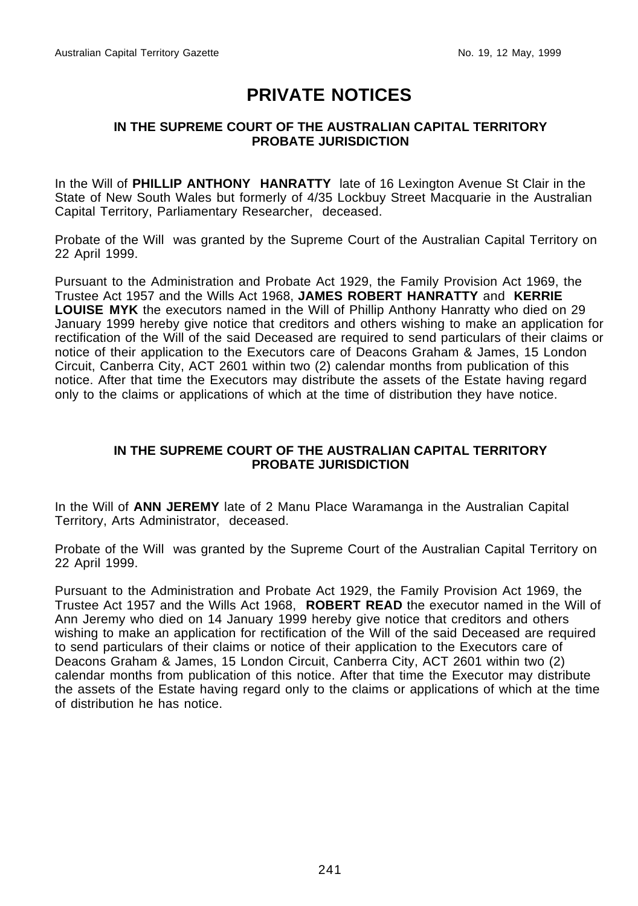# PRIVATE NOTICES

### IN THE SUPREME COURT OF THE AUSTRALIAN CAPITAL TERRITORY PROBATE JURISDICTION

In the Will of **PHILLIP ANTHONY HANRATTY** late of 16 Lexington Avenue St Clair in the State of New South Wales but formerly of 4/35 Lockbuy Street Macquarie in the Australian Capital Territory, Parliamentary Researcher, deceased.

Probate of the Will was granted by the Supreme Court of the Australian Capital Territory on 22 April 1999.

Pursuant to the Administration and Probate Act 1929, the Family Provision Act 1969, the Trustee Act 1957 and the Wills Act 1968, **JAMES ROBERT HANRATTY** and **KERRIE LOUISE MYK** the executors named in the Will of Phillip Anthony Hanratty who died on 29 January 1999 hereby give notice that creditors and others wishing to make an application for rectification of the Will of the said Deceased are required to send particulars of their claims or notice of their application to the Executors care of Deacons Graham & James, 15 London Circuit, Canberra City, ACT 2601 within two (2) calendar months from publication of this notice. After that time the Executors may distribute the assets of the Estate having regard only to the claims or applications of which at the time of distribution they have notice.

### IN THE SUPREME COURT OF THE AUSTRALIAN CAPITAL TERRITORY PROBATE JURISDICTION

In the Will of **ANN JEREMY** late of 2 Manu Place Waramanga in the Australian Capital Territory, Arts Administrator, deceased.

Probate of the Will was granted by the Supreme Court of the Australian Capital Territory on 22 April 1999.

Pursuant to the Administration and Probate Act 1929, the Family Provision Act 1969, the Trustee Act 1957 and the Wills Act 1968, **ROBERT READ** the executor named in the Will of Ann Jeremy who died on 14 January 1999 hereby give notice that creditors and others wishing to make an application for rectification of the Will of the said Deceased are required to send particulars of their claims or notice of their application to the Executors care of Deacons Graham & James, 15 London Circuit, Canberra City, ACT 2601 within two (2) calendar months from publication of this notice. After that time the Executor may distribute the assets of the Estate having regard only to the claims or applications of which at the time of distribution he has notice.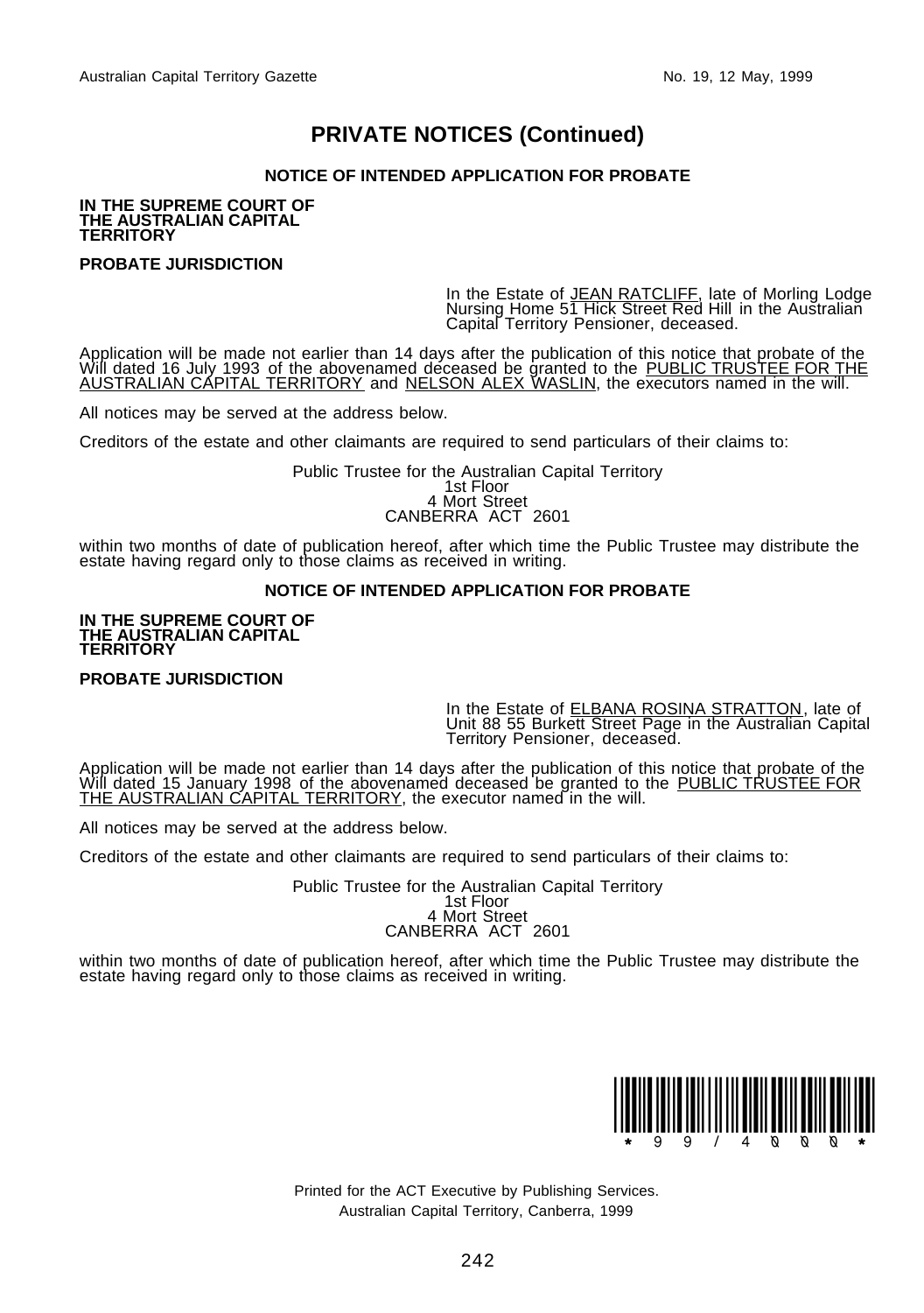# PRIVATE NOTICES (Continued)

## NOTICE OF INTENDED APPLICATION FOR PROBATE

**IN THE SUPREME COURT OF THE AUSTRALIAN CAPITAL TERRITORY**

**PROBATE JURISDICTION**

In the Estate of JEAN RATCLIFF, late of Morling Lodge Nursing Home 51 Hick Street Red Hill in the Australian Capital Territory Pensioner, deceased.

Application will be made not earlier than 14 days after the publication of this notice that probate of the Will dated 16 July 1993 of the abovenamed deceased be granted to the PUBLIC TRUSTEE FOR THE AUSTRALIAN CAPITAL TERRITORY and NELSON ALEX WASLIN, the executors named in the will.

All notices may be served at the address below.

Creditors of the estate and other claimants are required to send particulars of their claims to:

Public Trustee for the Australian Capital Territory
1st Floor
4 Mort Street
CANBERRA ACT 2601

within two months of date of publication hereof, after which time the Public Trustee may distribute the estate having regard only to those claims as received in writing.

## NOTICE OF INTENDED APPLICATION FOR PROBATE

**IN THE SUPREME COURT OF THE AUSTRALIAN CAPITAL TERRITORY**

**PROBATE JURISDICTION**

In the Estate of ELBANA ROSINA STRATTON, late of Unit 88 55 Burkett Street Page in the Australian Capital Territory Pensioner, deceased.

Application will be made not earlier than 14 days after the publication of this notice that probate of the Will dated 15 January 1998 of the abovenamed deceased be granted to the PUBLIC TRUSTEE FOR THE AUSTRALIAN CAPITAL TERRITORY, the executor named in the will.

All notices may be served at the address below.

Creditors of the estate and other claimants are required to send particulars of their claims to:

Public Trustee for the Australian Capital Territory
1st Floor
4 Mort Street
CANBERRA ACT 2601

within two months of date of publication hereof, after which time the Public Trustee may distribute the estate having regard only to those claims as received in writing.

*99/4000*

Printed for the ACT Executive by Publishing Services.
Australian Capital Territory, Canberra, 1999